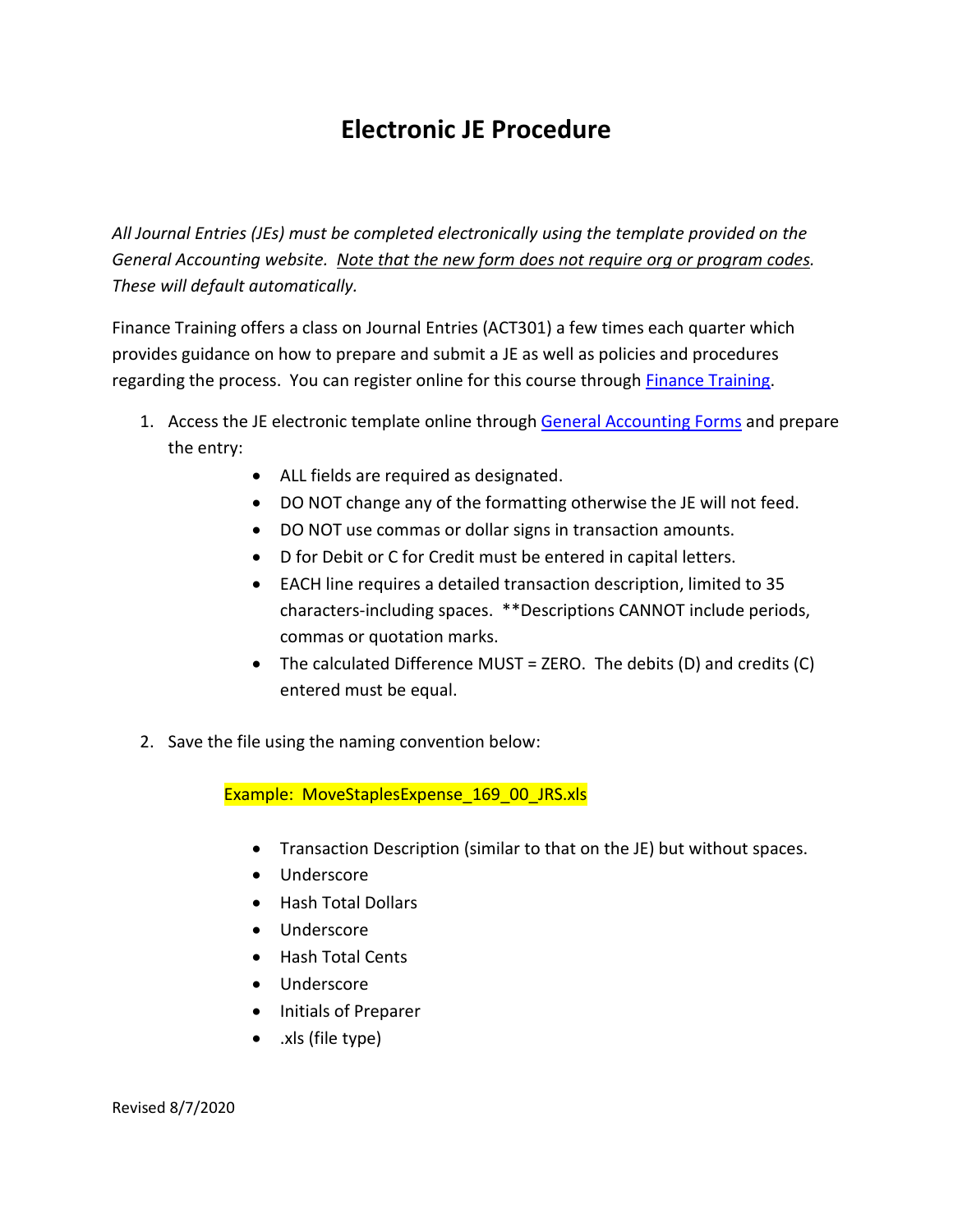# Electronic JE Procedure

*All Journal Entries (JEs) must be completed electronically using the template provided on the General Accounting website. <u>Note that the new form does not require org or program codes</u>. These will default automatically.*

Finance Training offers a class on Journal Entries (ACT301) a few times each quarter which provides guidance on how to prepare and submit a JE as well as policies and procedures regarding the process. You can register online for this course through [Finance Training](#).

1. Access the JE electronic template online through [General Accounting Forms](#) and prepare the entry:
   - ALL fields are required as designated.
   - DO NOT change any of the formatting otherwise the JE will not feed.
   - DO NOT use commas or dollar signs in transaction amounts.
   - D for Debit or C for Credit must be entered in capital letters.
   - EACH line requires a detailed transaction description, limited to 35 characters-including spaces. **Descriptions CANNOT include periods, commas or quotation marks.
   - The calculated Difference MUST = ZERO. The debits (D) and credits (C) entered must be equal.

2. Save the file using the naming convention below:

   Example: MoveStaplesExpense_169_00_JRS.xls

   - Transaction Description (similar to that on the JE) but without spaces.
   - Underscore
   - Hash Total Dollars
   - Underscore
   - Hash Total Cents
   - Underscore
   - Initials of Preparer
   - .xls (file type)

Revised 8/7/2020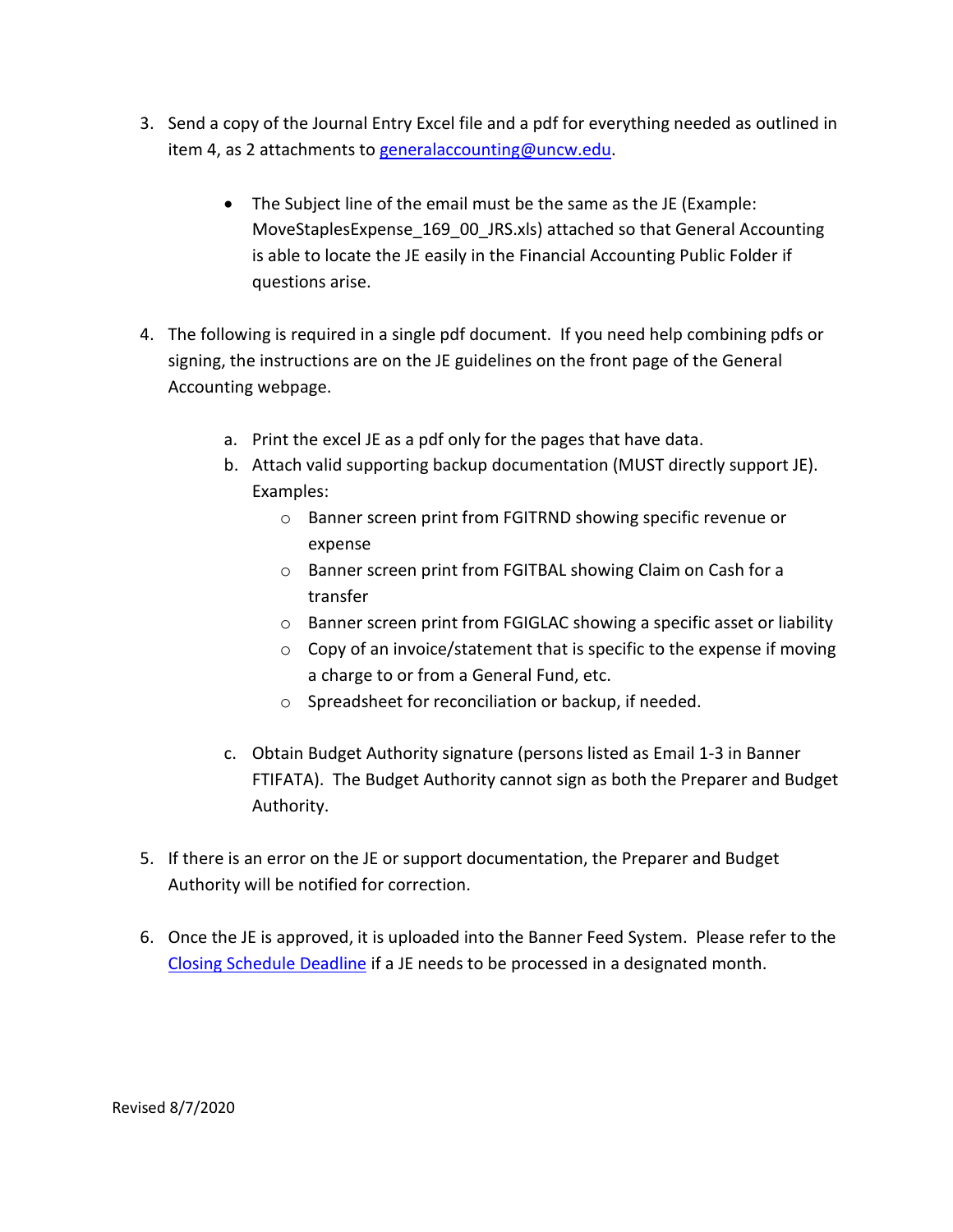3. Send a copy of the Journal Entry Excel file and a pdf for everything needed as outlined in item 4, as 2 attachments to [generalaccounting@uncw.edu](mailto:generalaccounting@uncw.edu).

    - The Subject line of the email must be the same as the JE (Example: MoveStaplesExpense_169_00_JRS.xls) attached so that General Accounting is able to locate the JE easily in the Financial Accounting Public Folder if questions arise.

4. The following is required in a single pdf document. If you need help combining pdfs or signing, the instructions are on the JE guidelines on the front page of the General Accounting webpage.

    a. Print the excel JE as a pdf only for the pages that have data.
    b. Attach valid supporting backup documentation (MUST directly support JE). Examples:
        - Banner screen print from FGITRND showing specific revenue or expense
        - Banner screen print from FGITBAL showing Claim on Cash for a transfer
        - Banner screen print from FGIGLAC showing a specific asset or liability
        - Copy of an invoice/statement that is specific to the expense if moving a charge to or from a General Fund, etc.
        - Spreadsheet for reconciliation or backup, if needed.

    c. Obtain Budget Authority signature (persons listed as Email 1-3 in Banner FTIFATA). The Budget Authority cannot sign as both the Preparer and Budget Authority.

5. If there is an error on the JE or support documentation, the Preparer and Budget Authority will be notified for correction.

6. Once the JE is approved, it is uploaded into the Banner Feed System. Please refer to the Closing Schedule Deadline if a JE needs to be processed in a designated month.

Revised 8/7/2020